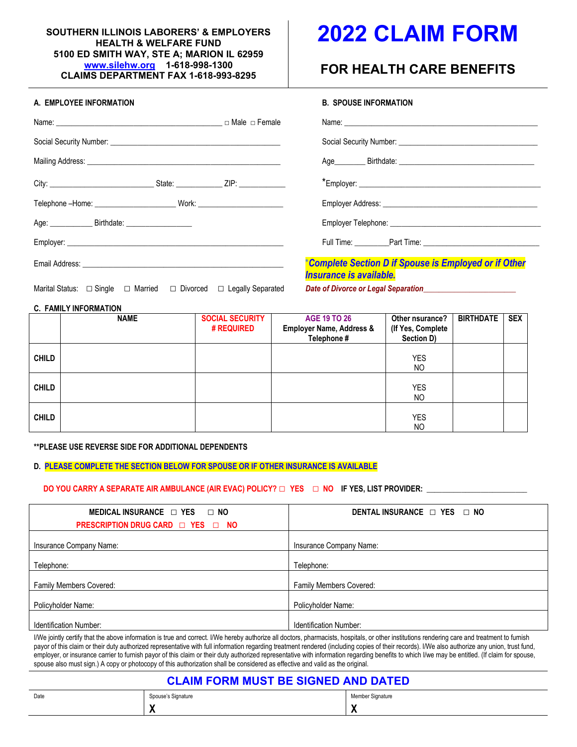**SOUTHERN ILLINOIS LABORERS' & EMPLOYERS HEALTH & WELFARE FUND**
**5100 ED SMITH WAY, STE A; MARION IL 62959**
**www.silehw.org 1-618-998-1300**
**CLAIMS DEPARTMENT FAX 1-618-993-8295**

# 2022 CLAIM FORM

## FOR HEALTH CARE BENEFITS

### A. EMPLOYEE INFORMATION

Name: ________________________________________ □ Male □ Female

Social Security Number: ________________________________________

Mailing Address: ________________________________________

City: ________________________ State: ___________ ZIP: ___________

Telephone –Home: ____________________ Work: ____________________

Age: __________ Birthdate: ________________

Employer: ________________________________________

Email Address: ________________________________________

Marital Status: ☐ Single ☐ Married ☐ Divorced ☐ Legally Separated

### B. SPOUSE INFORMATION

Name: ________________________________________

Social Security Number: ________________________________________

Age_______ Birthdate: ________________________________

*Employer: ________________________________________

Employer Address: ________________________________________

Employer Telephone: ________________________________________

Full Time: ________Part Time: ____________________________

****Complete Section D if Spouse is Employed or if Other Insurance is available.***

*Date of Divorce or Legal Separation______________________*

### C. FAMILY INFORMATION

| | NAME | SOCIAL SECURITY # REQUIRED | AGE 19 TO 26 Employer Name, Address & Telephone # | Other nsurance? (If Yes, Complete Section D) | BIRTHDATE | SEX |
|---|---|---|---|---|---|---|
| CHILD | | | | YES NO | | |
| CHILD | | | | YES NO | | |
| CHILD | | | | YES NO | | |

****PLEASE USE REVERSE SIDE FOR ADDITIONAL DEPENDENTS**

### D. PLEASE COMPLETE THE SECTION BELOW FOR SPOUSE OR IF OTHER INSURANCE IS AVAILABLE

**DO YOU CARRY A SEPARATE AIR AMBULANCE (AIR EVAC) POLICY? ☐ YES ☐ NO IF YES, LIST PROVIDER: ______________________**

| MEDICAL INSURANCE ☐ YES ☐ NO<br>PRESCRIPTION DRUG CARD ☐ YES ☐ NO | DENTAL INSURANCE ☐ YES ☐ NO |
|---|---|
| Insurance Company Name: | Insurance Company Name: |
| Telephone: | Telephone: |
| Family Members Covered: | Family Members Covered: |
| Policyholder Name: | Policyholder Name: |
| Identification Number: | Identification Number: |

I/We jointly certify that the above information is true and correct. I/We hereby authorize all doctors, pharmacists, hospitals, or other institutions rendering care and treatment to furnish payor of this claim or their duty authorized representative with full information regarding treatment rendered (including copies of their records). I/We also authorize any union, trust fund, employer, or insurance carrier to furnish payor of this claim or their duty authorized representative with information regarding benefits to which I/we may be entitled. (If claim for spouse, spouse also must sign.) A copy or photocopy of this authorization shall be considered as effective and valid as the original.

## CLAIM FORM MUST BE SIGNED AND DATED

| Date | Spouse's Signature | Member Signature |
|---|---|---|
| | X | X |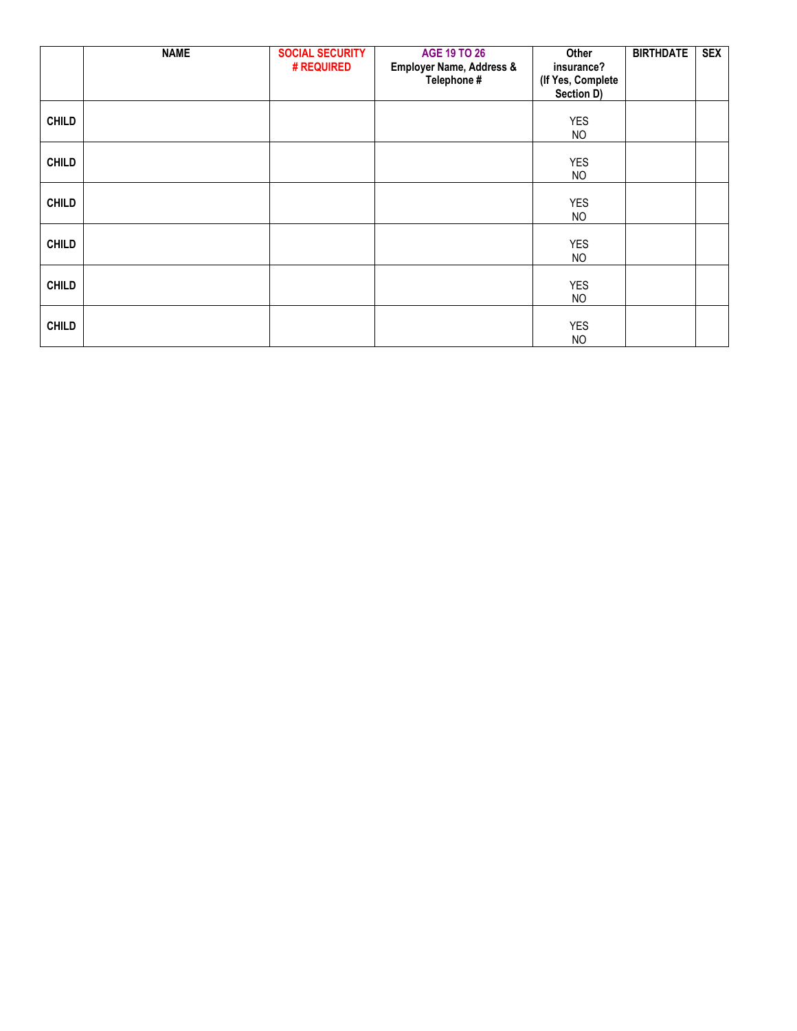| | NAME | SOCIAL SECURITY # REQUIRED | AGE 19 TO 26 Employer Name, Address & Telephone # | Other insurance? (If Yes, Complete Section D) | BIRTHDATE | SEX |
|---|---|---|---|---|---|---|
| CHILD | | | | YES NO | | |
| CHILD | | | | YES NO | | |
| CHILD | | | | YES NO | | |
| CHILD | | | | YES NO | | |
| CHILD | | | | YES NO | | |
| CHILD | | | | YES NO | | |